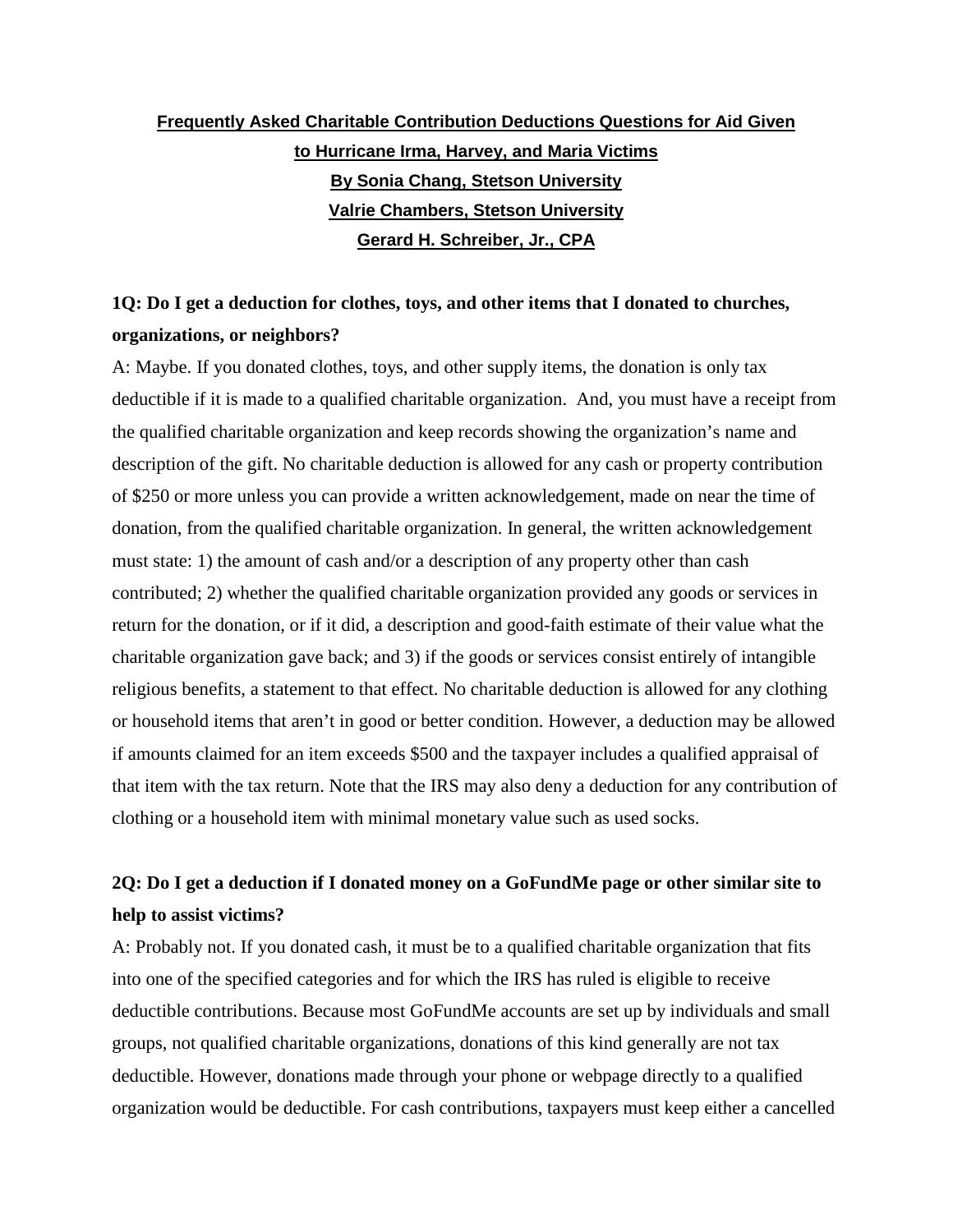# Frequently Asked Charitable Contribution Deductions Questions for Aid Given to Hurricane Irma, Harvey, and Maria Victims

**By Sonia Chang, Stetson University**

**Valrie Chambers, Stetson University**

**Gerard H. Schreiber, Jr., CPA**

## 1Q: Do I get a deduction for clothes, toys, and other items that I donated to churches, organizations, or neighbors?

A: Maybe. If you donated clothes, toys, and other supply items, the donation is only tax deductible if it is made to a qualified charitable organization. And, you must have a receipt from the qualified charitable organization and keep records showing the organization's name and description of the gift. No charitable deduction is allowed for any cash or property contribution of $250 or more unless you can provide a written acknowledgement, made on near the time of donation, from the qualified charitable organization. In general, the written acknowledgement must state: 1) the amount of cash and/or a description of any property other than cash contributed; 2) whether the qualified charitable organization provided any goods or services in return for the donation, or if it did, a description and good-faith estimate of their value what the charitable organization gave back; and 3) if the goods or services consist entirely of intangible religious benefits, a statement to that effect. No charitable deduction is allowed for any clothing or household items that aren't in good or better condition. However, a deduction may be allowed if amounts claimed for an item exceeds $500 and the taxpayer includes a qualified appraisal of that item with the tax return. Note that the IRS may also deny a deduction for any contribution of clothing or a household item with minimal monetary value such as used socks.

## 2Q: Do I get a deduction if I donated money on a GoFundMe page or other similar site to help to assist victims?

A: Probably not. If you donated cash, it must be to a qualified charitable organization that fits into one of the specified categories and for which the IRS has ruled is eligible to receive deductible contributions. Because most GoFundMe accounts are set up by individuals and small groups, not qualified charitable organizations, donations of this kind generally are not tax deductible. However, donations made through your phone or webpage directly to a qualified organization would be deductible. For cash contributions, taxpayers must keep either a cancelled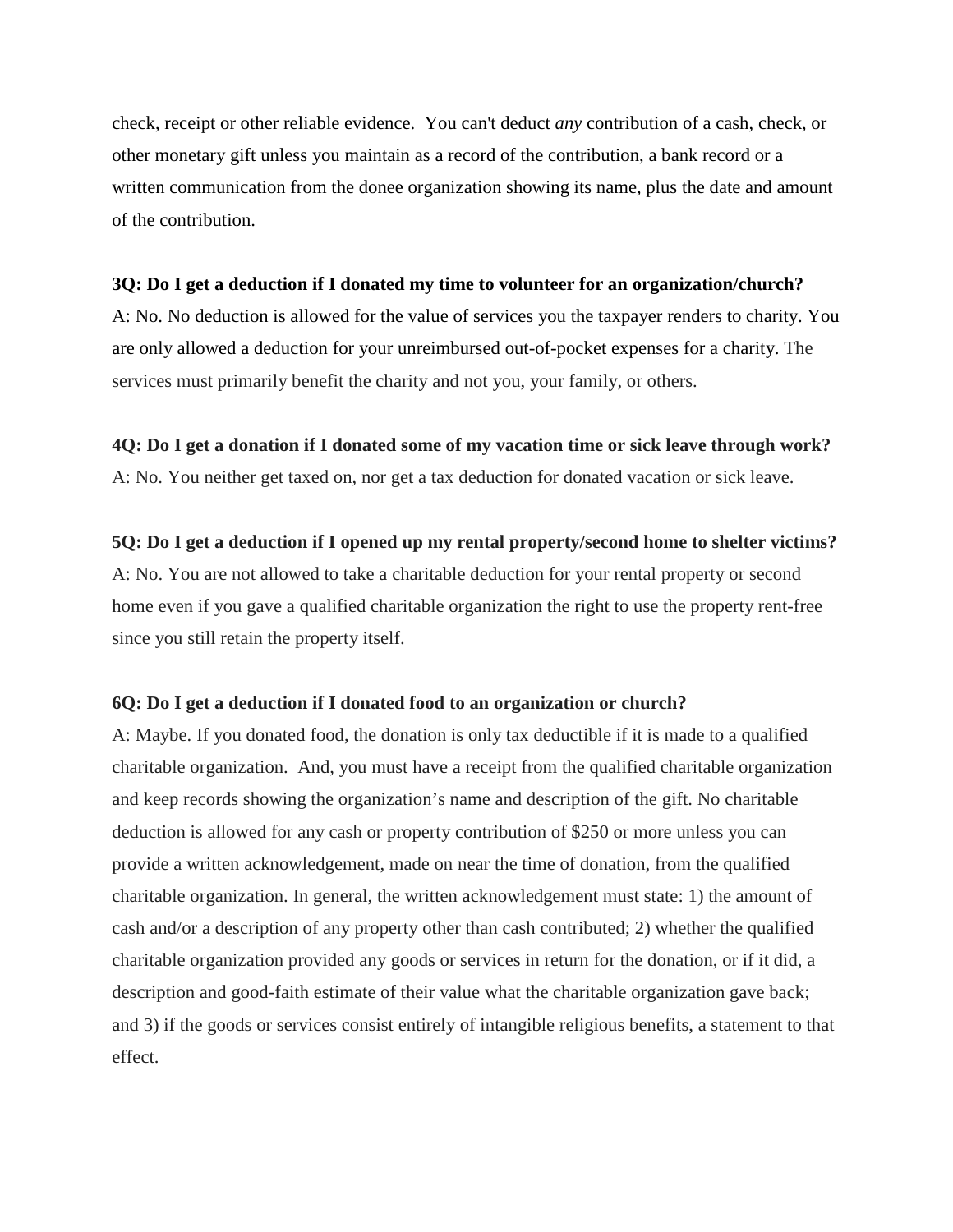check, receipt or other reliable evidence.  You can't deduct *any* contribution of a cash, check, or other monetary gift unless you maintain as a record of the contribution, a bank record or a written communication from the donee organization showing its name, plus the date and amount of the contribution.

**3Q: Do I get a deduction if I donated my time to volunteer for an organization/church?**
A: No. No deduction is allowed for the value of services you the taxpayer renders to charity. You are only allowed a deduction for your unreimbursed out-of-pocket expenses for a charity. The services must primarily benefit the charity and not you, your family, or others.

**4Q: Do I get a donation if I donated some of my vacation time or sick leave through work?**
A: No. You neither get taxed on, nor get a tax deduction for donated vacation or sick leave.

**5Q: Do I get a deduction if I opened up my rental property/second home to shelter victims?**
A: No. You are not allowed to take a charitable deduction for your rental property or second home even if you gave a qualified charitable organization the right to use the property rent-free since you still retain the property itself.

**6Q: Do I get a deduction if I donated food to an organization or church?**
A: Maybe. If you donated food, the donation is only tax deductible if it is made to a qualified charitable organization.  And, you must have a receipt from the qualified charitable organization and keep records showing the organization's name and description of the gift. No charitable deduction is allowed for any cash or property contribution of $250 or more unless you can provide a written acknowledgement, made on near the time of donation, from the qualified charitable organization. In general, the written acknowledgement must state: 1) the amount of cash and/or a description of any property other than cash contributed; 2) whether the qualified charitable organization provided any goods or services in return for the donation, or if it did, a description and good-faith estimate of their value what the charitable organization gave back; and 3) if the goods or services consist entirely of intangible religious benefits, a statement to that effect.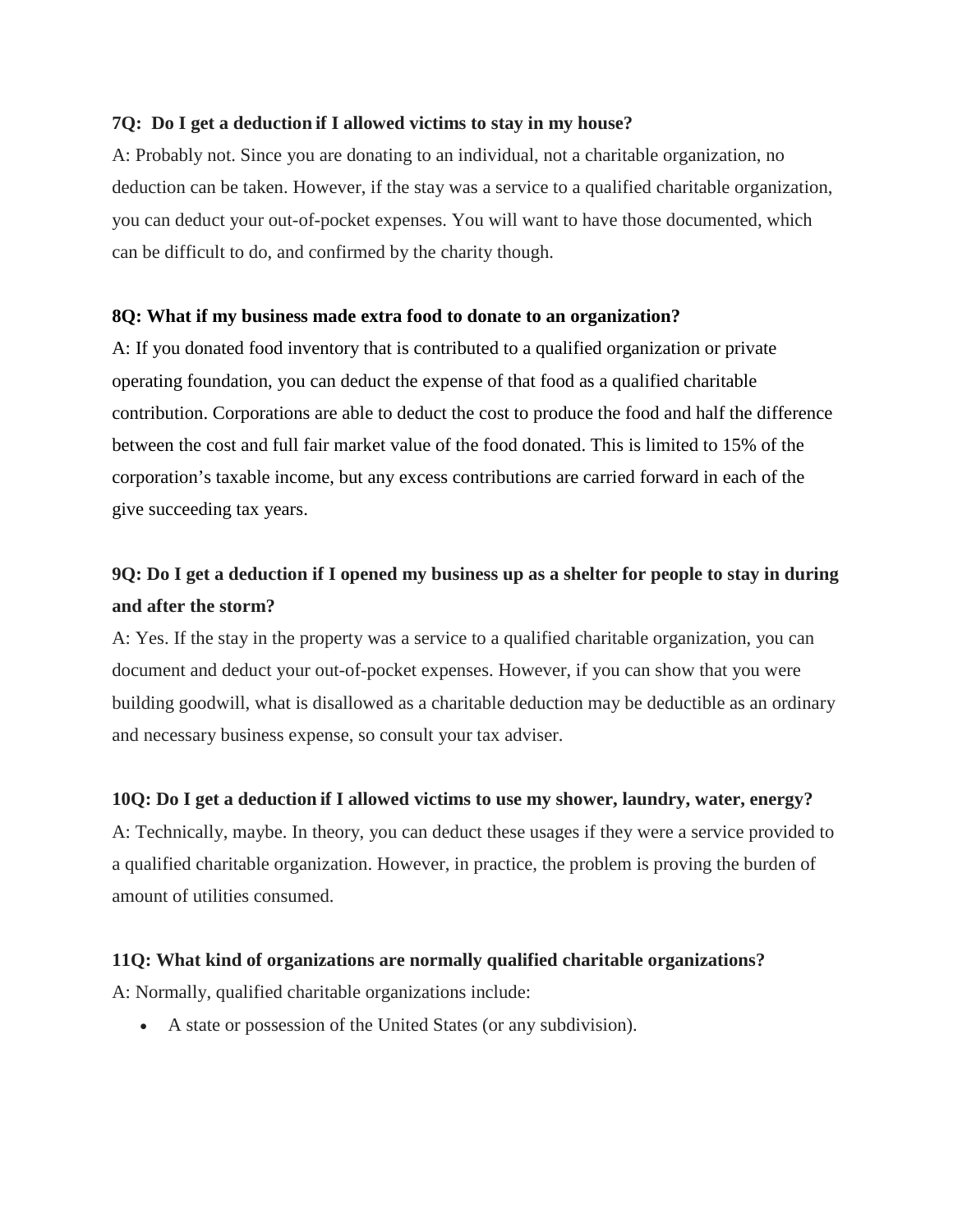**7Q: Do I get a deduction if I allowed victims to stay in my house?**

A: Probably not. Since you are donating to an individual, not a charitable organization, no deduction can be taken. However, if the stay was a service to a qualified charitable organization, you can deduct your out-of-pocket expenses. You will want to have those documented, which can be difficult to do, and confirmed by the charity though.

**8Q: What if my business made extra food to donate to an organization?**

A: If you donated food inventory that is contributed to a qualified organization or private operating foundation, you can deduct the expense of that food as a qualified charitable contribution. Corporations are able to deduct the cost to produce the food and half the difference between the cost and full fair market value of the food donated. This is limited to 15% of the corporation's taxable income, but any excess contributions are carried forward in each of the give succeeding tax years.

**9Q: Do I get a deduction if I opened my business up as a shelter for people to stay in during and after the storm?**

A: Yes. If the stay in the property was a service to a qualified charitable organization, you can document and deduct your out-of-pocket expenses. However, if you can show that you were building goodwill, what is disallowed as a charitable deduction may be deductible as an ordinary and necessary business expense, so consult your tax adviser.

**10Q: Do I get a deduction if I allowed victims to use my shower, laundry, water, energy?**

A: Technically, maybe. In theory, you can deduct these usages if they were a service provided to a qualified charitable organization. However, in practice, the problem is proving the burden of amount of utilities consumed.

**11Q: What kind of organizations are normally qualified charitable organizations?**

A: Normally, qualified charitable organizations include:

- A state or possession of the United States (or any subdivision).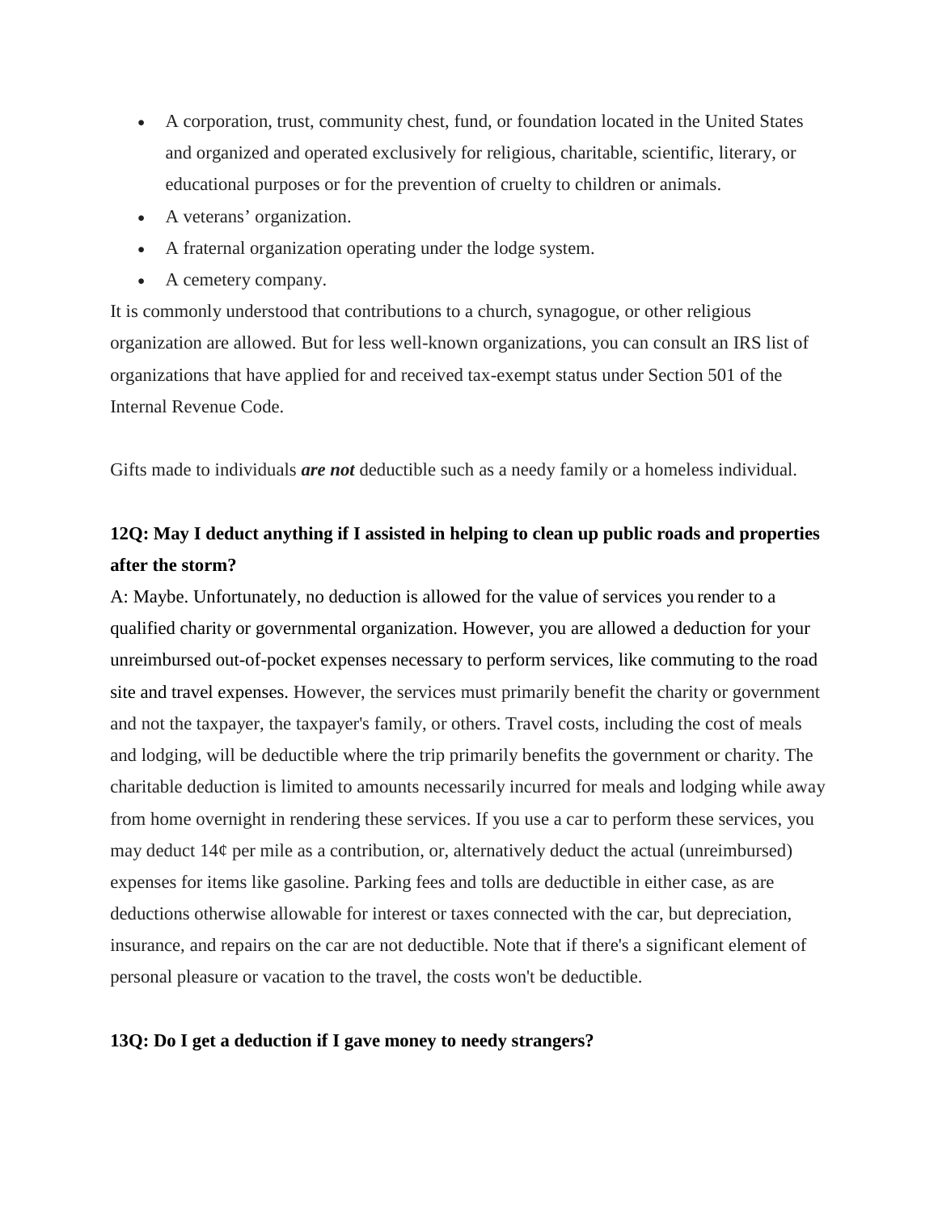- A corporation, trust, community chest, fund, or foundation located in the United States and organized and operated exclusively for religious, charitable, scientific, literary, or educational purposes or for the prevention of cruelty to children or animals.
- A veterans' organization.
- A fraternal organization operating under the lodge system.
- A cemetery company.

It is commonly understood that contributions to a church, synagogue, or other religious organization are allowed. But for less well-known organizations, you can consult an IRS list of organizations that have applied for and received tax-exempt status under Section 501 of the Internal Revenue Code.

Gifts made to individuals ***are not*** deductible such as a needy family or a homeless individual.

**12Q: May I deduct anything if I assisted in helping to clean up public roads and properties after the storm?**

A: Maybe. Unfortunately, no deduction is allowed for the value of services you render to a qualified charity or governmental organization. However, you are allowed a deduction for your unreimbursed out-of-pocket expenses necessary to perform services, like commuting to the road site and travel expenses. However, the services must primarily benefit the charity or government and not the taxpayer, the taxpayer's family, or others. Travel costs, including the cost of meals and lodging, will be deductible where the trip primarily benefits the government or charity. The charitable deduction is limited to amounts necessarily incurred for meals and lodging while away from home overnight in rendering these services. If you use a car to perform these services, you may deduct 14¢ per mile as a contribution, or, alternatively deduct the actual (unreimbursed) expenses for items like gasoline. Parking fees and tolls are deductible in either case, as are deductions otherwise allowable for interest or taxes connected with the car, but depreciation, insurance, and repairs on the car are not deductible. Note that if there's a significant element of personal pleasure or vacation to the travel, the costs won't be deductible.

**13Q: Do I get a deduction if I gave money to needy strangers?**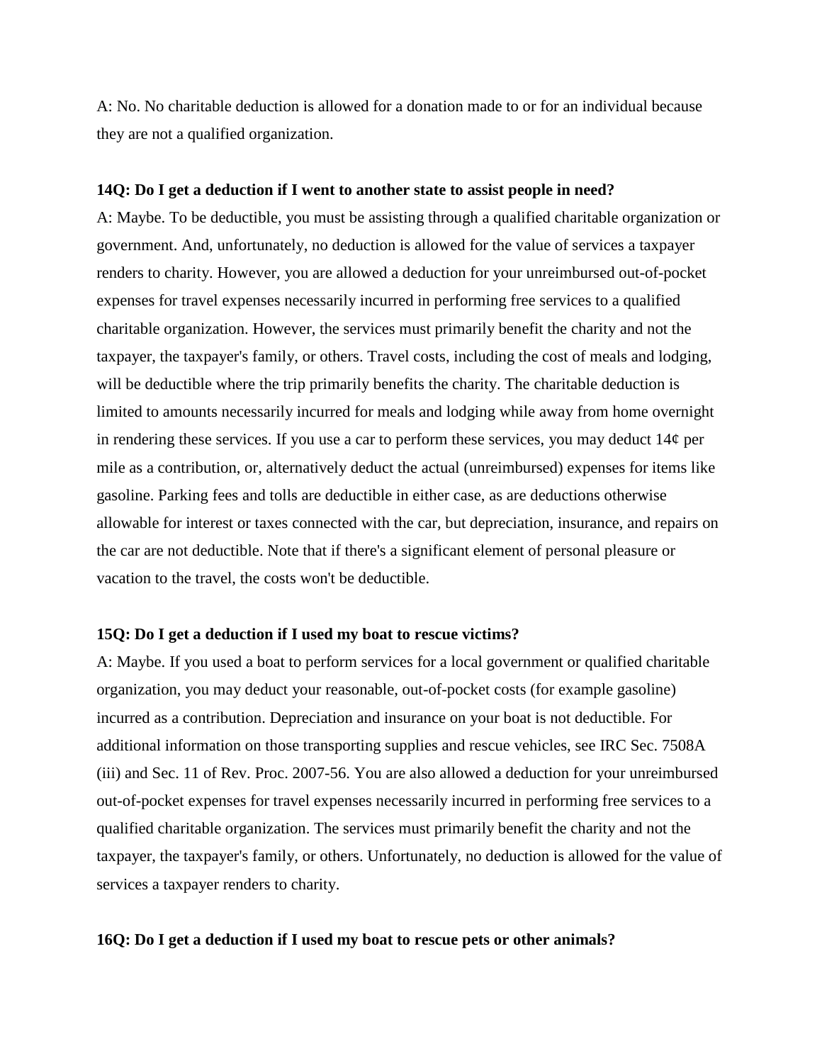A: No. No charitable deduction is allowed for a donation made to or for an individual because they are not a qualified organization.

**14Q: Do I get a deduction if I went to another state to assist people in need?**

A: Maybe. To be deductible, you must be assisting through a qualified charitable organization or government. And, unfortunately, no deduction is allowed for the value of services a taxpayer renders to charity. However, you are allowed a deduction for your unreimbursed out-of-pocket expenses for travel expenses necessarily incurred in performing free services to a qualified charitable organization. However, the services must primarily benefit the charity and not the taxpayer, the taxpayer's family, or others. Travel costs, including the cost of meals and lodging, will be deductible where the trip primarily benefits the charity. The charitable deduction is limited to amounts necessarily incurred for meals and lodging while away from home overnight in rendering these services. If you use a car to perform these services, you may deduct 14¢ per mile as a contribution, or, alternatively deduct the actual (unreimbursed) expenses for items like gasoline. Parking fees and tolls are deductible in either case, as are deductions otherwise allowable for interest or taxes connected with the car, but depreciation, insurance, and repairs on the car are not deductible. Note that if there's a significant element of personal pleasure or vacation to the travel, the costs won't be deductible.

**15Q: Do I get a deduction if I used my boat to rescue victims?**

A: Maybe. If you used a boat to perform services for a local government or qualified charitable organization, you may deduct your reasonable, out-of-pocket costs (for example gasoline) incurred as a contribution. Depreciation and insurance on your boat is not deductible. For additional information on those transporting supplies and rescue vehicles, see IRC Sec. 7508A (iii) and Sec. 11 of Rev. Proc. 2007-56. You are also allowed a deduction for your unreimbursed out-of-pocket expenses for travel expenses necessarily incurred in performing free services to a qualified charitable organization. The services must primarily benefit the charity and not the taxpayer, the taxpayer's family, or others. Unfortunately, no deduction is allowed for the value of services a taxpayer renders to charity.

**16Q: Do I get a deduction if I used my boat to rescue pets or other animals?**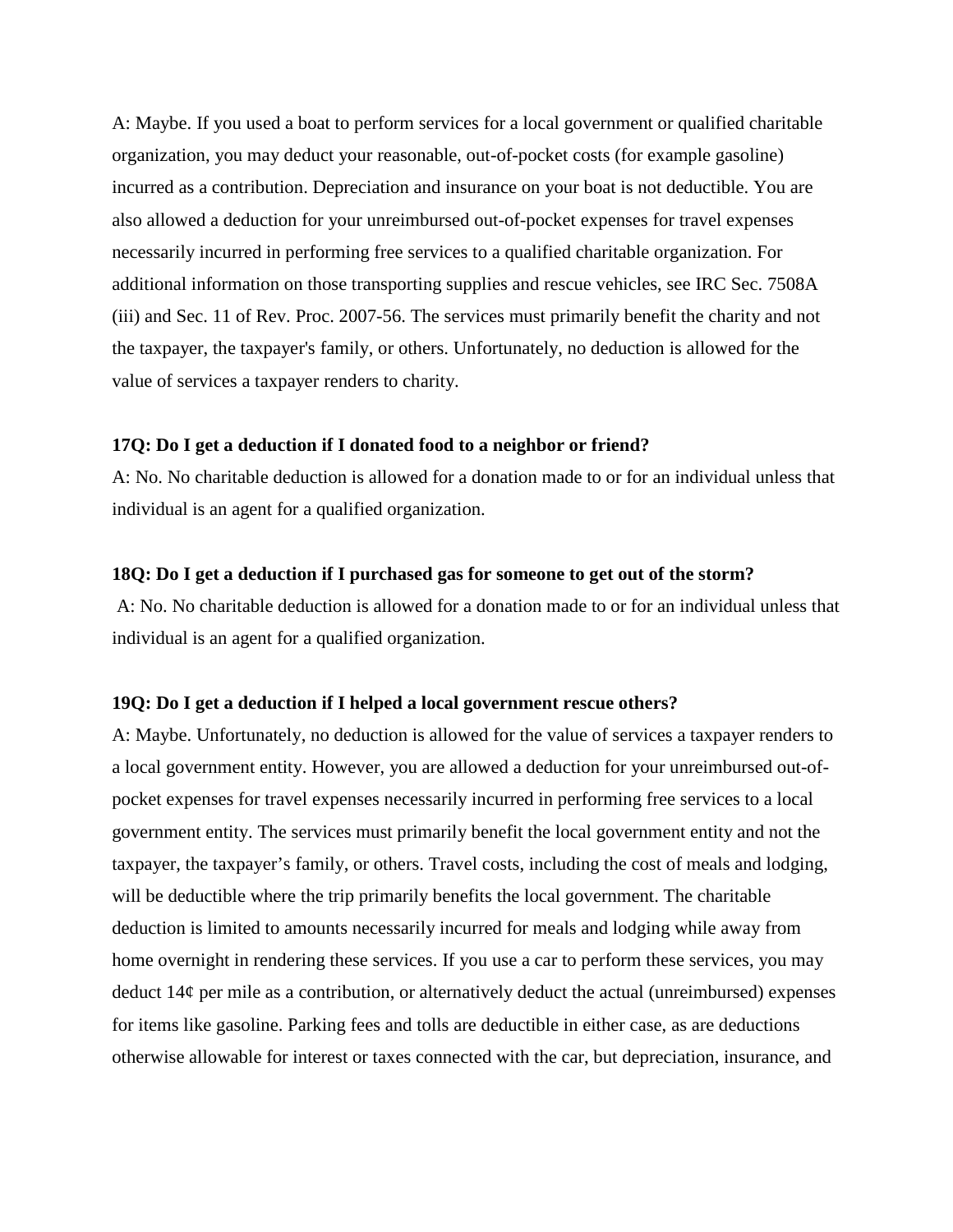A: Maybe. If you used a boat to perform services for a local government or qualified charitable organization, you may deduct your reasonable, out-of-pocket costs (for example gasoline) incurred as a contribution. Depreciation and insurance on your boat is not deductible. You are also allowed a deduction for your unreimbursed out-of-pocket expenses for travel expenses necessarily incurred in performing free services to a qualified charitable organization. For additional information on those transporting supplies and rescue vehicles, see IRC Sec. 7508A (iii) and Sec. 11 of Rev. Proc. 2007-56. The services must primarily benefit the charity and not the taxpayer, the taxpayer's family, or others. Unfortunately, no deduction is allowed for the value of services a taxpayer renders to charity.

**17Q: Do I get a deduction if I donated food to a neighbor or friend?**

A: No. No charitable deduction is allowed for a donation made to or for an individual unless that individual is an agent for a qualified organization.

**18Q: Do I get a deduction if I purchased gas for someone to get out of the storm?**

A: No. No charitable deduction is allowed for a donation made to or for an individual unless that individual is an agent for a qualified organization.

**19Q: Do I get a deduction if I helped a local government rescue others?**

A: Maybe. Unfortunately, no deduction is allowed for the value of services a taxpayer renders to a local government entity. However, you are allowed a deduction for your unreimbursed out-of-pocket expenses for travel expenses necessarily incurred in performing free services to a local government entity. The services must primarily benefit the local government entity and not the taxpayer, the taxpayer's family, or others. Travel costs, including the cost of meals and lodging, will be deductible where the trip primarily benefits the local government. The charitable deduction is limited to amounts necessarily incurred for meals and lodging while away from home overnight in rendering these services. If you use a car to perform these services, you may deduct 14¢ per mile as a contribution, or alternatively deduct the actual (unreimbursed) expenses for items like gasoline. Parking fees and tolls are deductible in either case, as are deductions otherwise allowable for interest or taxes connected with the car, but depreciation, insurance, and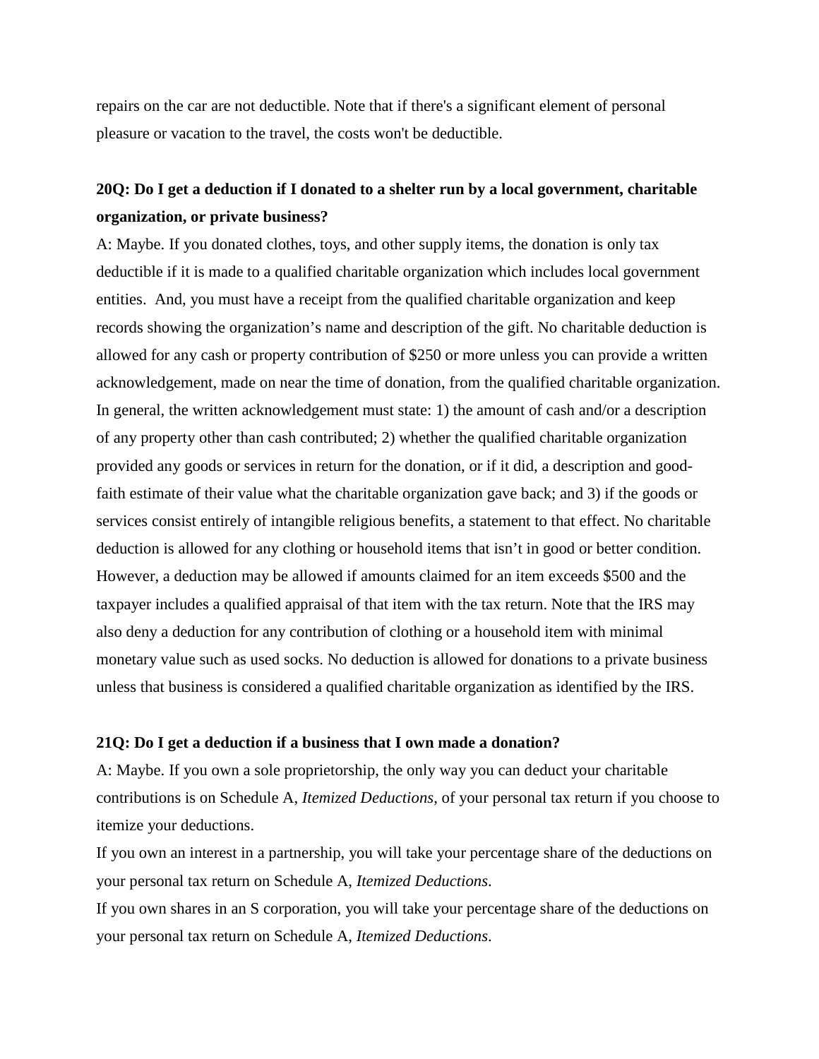repairs on the car are not deductible. Note that if there's a significant element of personal pleasure or vacation to the travel, the costs won't be deductible.

**20Q: Do I get a deduction if I donated to a shelter run by a local government, charitable organization, or private business?**

A: Maybe. If you donated clothes, toys, and other supply items, the donation is only tax deductible if it is made to a qualified charitable organization which includes local government entities. And, you must have a receipt from the qualified charitable organization and keep records showing the organization's name and description of the gift. No charitable deduction is allowed for any cash or property contribution of $250 or more unless you can provide a written acknowledgement, made on near the time of donation, from the qualified charitable organization. In general, the written acknowledgement must state: 1) the amount of cash and/or a description of any property other than cash contributed; 2) whether the qualified charitable organization provided any goods or services in return for the donation, or if it did, a description and good-faith estimate of their value what the charitable organization gave back; and 3) if the goods or services consist entirely of intangible religious benefits, a statement to that effect. No charitable deduction is allowed for any clothing or household items that isn't in good or better condition. However, a deduction may be allowed if amounts claimed for an item exceeds $500 and the taxpayer includes a qualified appraisal of that item with the tax return. Note that the IRS may also deny a deduction for any contribution of clothing or a household item with minimal monetary value such as used socks. No deduction is allowed for donations to a private business unless that business is considered a qualified charitable organization as identified by the IRS.

**21Q: Do I get a deduction if a business that I own made a donation?**

A: Maybe. If you own a sole proprietorship, the only way you can deduct your charitable contributions is on Schedule A, *Itemized Deductions*, of your personal tax return if you choose to itemize your deductions.

If you own an interest in a partnership, you will take your percentage share of the deductions on your personal tax return on Schedule A, *Itemized Deductions*.

If you own shares in an S corporation, you will take your percentage share of the deductions on your personal tax return on Schedule A, *Itemized Deductions*.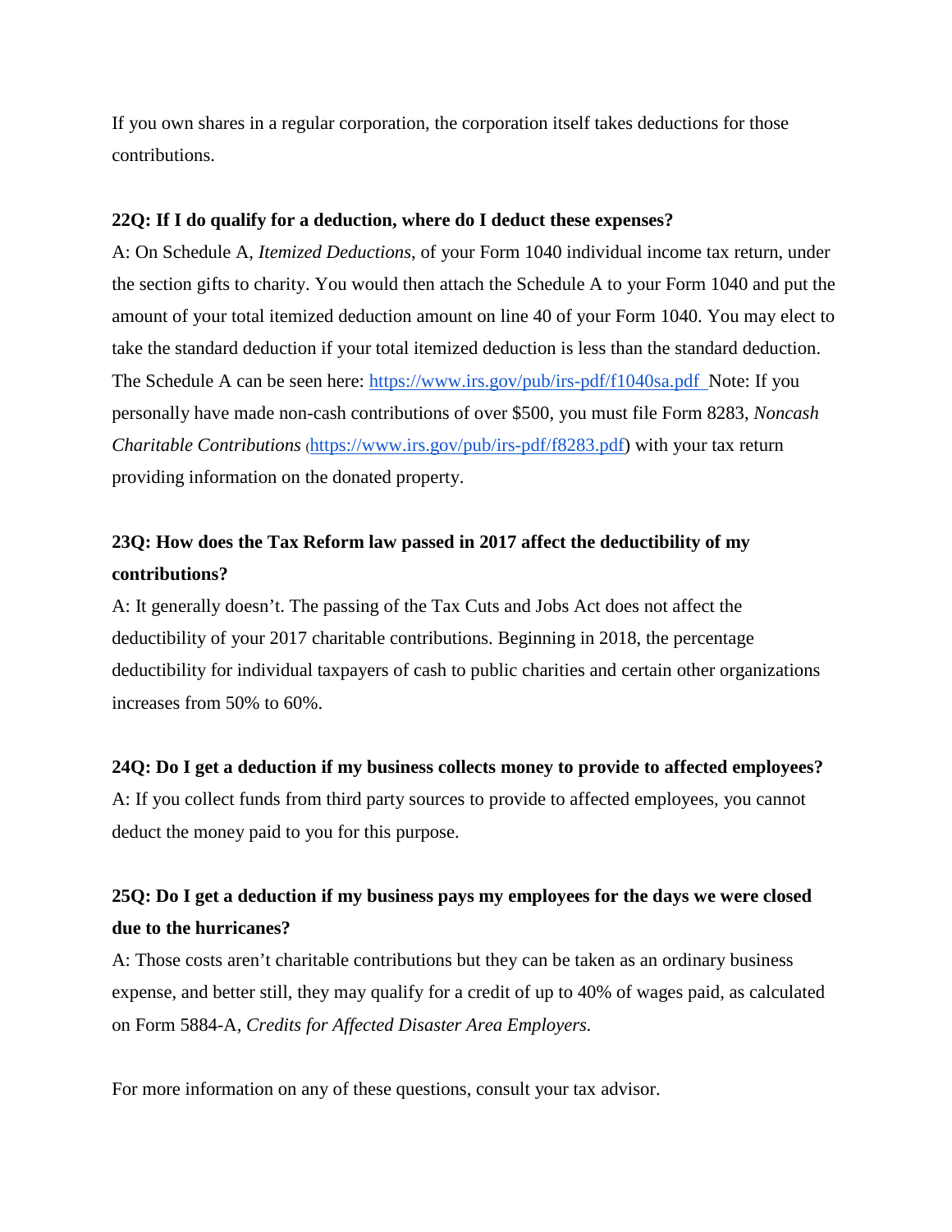If you own shares in a regular corporation, the corporation itself takes deductions for those contributions.

**22Q: If I do qualify for a deduction, where do I deduct these expenses?**

A: On Schedule A, *Itemized Deductions*, of your Form 1040 individual income tax return, under the section gifts to charity. You would then attach the Schedule A to your Form 1040 and put the amount of your total itemized deduction amount on line 40 of your Form 1040. You may elect to take the standard deduction if your total itemized deduction is less than the standard deduction. The Schedule A can be seen here: https://www.irs.gov/pub/irs-pdf/f1040sa.pdf Note: If you personally have made non-cash contributions of over $500, you must file Form 8283, *Noncash Charitable Contributions* (https://www.irs.gov/pub/irs-pdf/f8283.pdf) with your tax return providing information on the donated property.

**23Q: How does the Tax Reform law passed in 2017 affect the deductibility of my contributions?**

A: It generally doesn't. The passing of the Tax Cuts and Jobs Act does not affect the deductibility of your 2017 charitable contributions. Beginning in 2018, the percentage deductibility for individual taxpayers of cash to public charities and certain other organizations increases from 50% to 60%.

**24Q: Do I get a deduction if my business collects money to provide to affected employees?**

A: If you collect funds from third party sources to provide to affected employees, you cannot deduct the money paid to you for this purpose.

**25Q: Do I get a deduction if my business pays my employees for the days we were closed due to the hurricanes?**

A: Those costs aren't charitable contributions but they can be taken as an ordinary business expense, and better still, they may qualify for a credit of up to 40% of wages paid, as calculated on Form 5884-A, *Credits for Affected Disaster Area Employers.*

For more information on any of these questions, consult your tax advisor.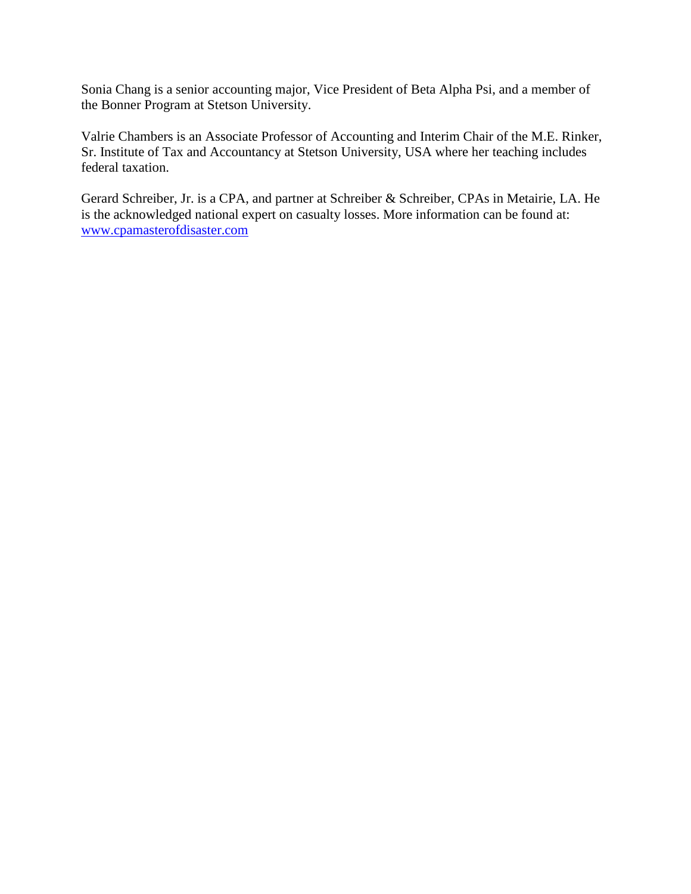Sonia Chang is a senior accounting major, Vice President of Beta Alpha Psi, and a member of the Bonner Program at Stetson University.

Valrie Chambers is an Associate Professor of Accounting and Interim Chair of the M.E. Rinker, Sr. Institute of Tax and Accountancy at Stetson University, USA where her teaching includes federal taxation.

Gerard Schreiber, Jr. is a CPA, and partner at Schreiber & Schreiber, CPAs in Metairie, LA. He is the acknowledged national expert on casualty losses. More information can be found at: [www.cpamasterofdisaster.com](http://www.cpamasterofdisaster.com)